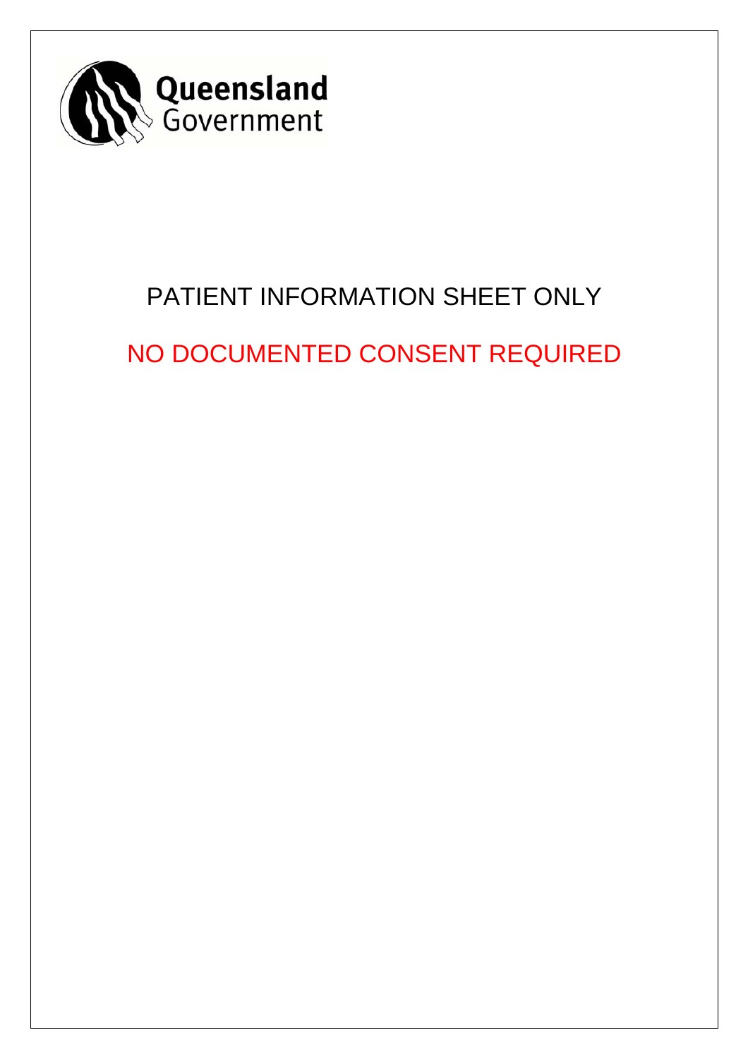Queensland Government

PATIENT INFORMATION SHEET ONLY

NO DOCUMENTED CONSENT REQUIRED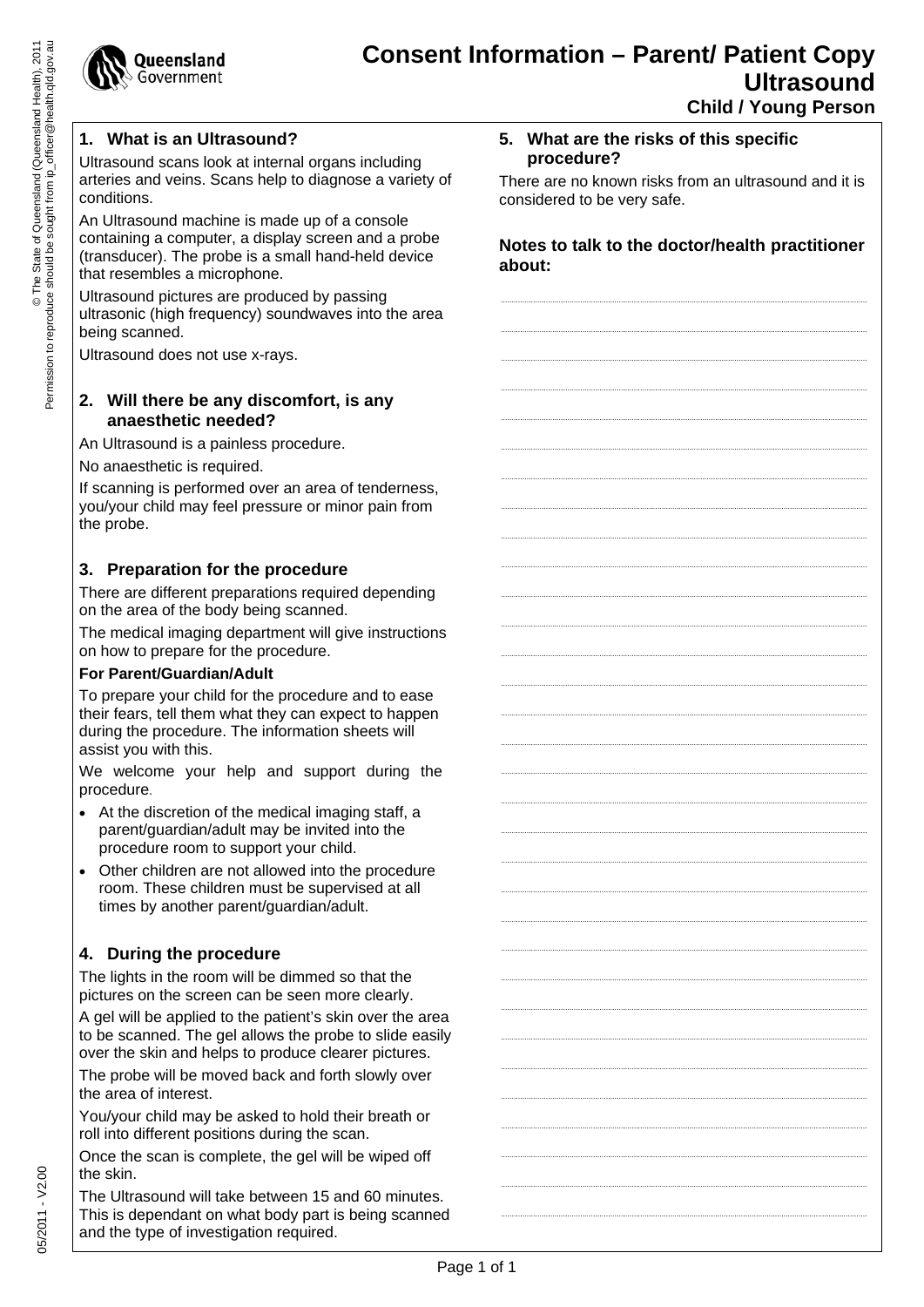# Consent Information – Parent/ Patient Copy
## Ultrasound
### Child / Young Person

### 1. What is an Ultrasound?

Ultrasound scans look at internal organs including arteries and veins. Scans help to diagnose a variety of conditions.

An Ultrasound machine is made up of a console containing a computer, a display screen and a probe (transducer). The probe is a small hand-held device that resembles a microphone.

Ultrasound pictures are produced by passing ultrasonic (high frequency) soundwaves into the area being scanned.

Ultrasound does not use x-rays.

### 2. Will there be any discomfort, is any anaesthetic needed?

An Ultrasound is a painless procedure.

No anaesthetic is required.

If scanning is performed over an area of tenderness, you/your child may feel pressure or minor pain from the probe.

### 3. Preparation for the procedure

There are different preparations required depending on the area of the body being scanned.

The medical imaging department will give instructions on how to prepare for the procedure.

**For Parent/Guardian/Adult**

To prepare your child for the procedure and to ease their fears, tell them what they can expect to happen during the procedure. The information sheets will assist you with this.

We welcome your help and support during the procedure.

- At the discretion of the medical imaging staff, a parent/guardian/adult may be invited into the procedure room to support your child.
- Other children are not allowed into the procedure room. These children must be supervised at all times by another parent/guardian/adult.

### 4. During the procedure

The lights in the room will be dimmed so that the pictures on the screen can be seen more clearly.

A gel will be applied to the patient's skin over the area to be scanned. The gel allows the probe to slide easily over the skin and helps to produce clearer pictures.

The probe will be moved back and forth slowly over the area of interest.

You/your child may be asked to hold their breath or roll into different positions during the scan.

Once the scan is complete, the gel will be wiped off the skin.

The Ultrasound will take between 15 and 60 minutes. This is dependant on what body part is being scanned and the type of investigation required.

### 5. What are the risks of this specific procedure?

There are no known risks from an ultrasound and it is considered to be very safe.

**Notes to talk to the doctor/health practitioner about:**

© The State of Queensland (Queensland Health), 2011
Permission to reproduce should be sought from ip_officer@health.qld.gov.au

05/2011 - V2.00